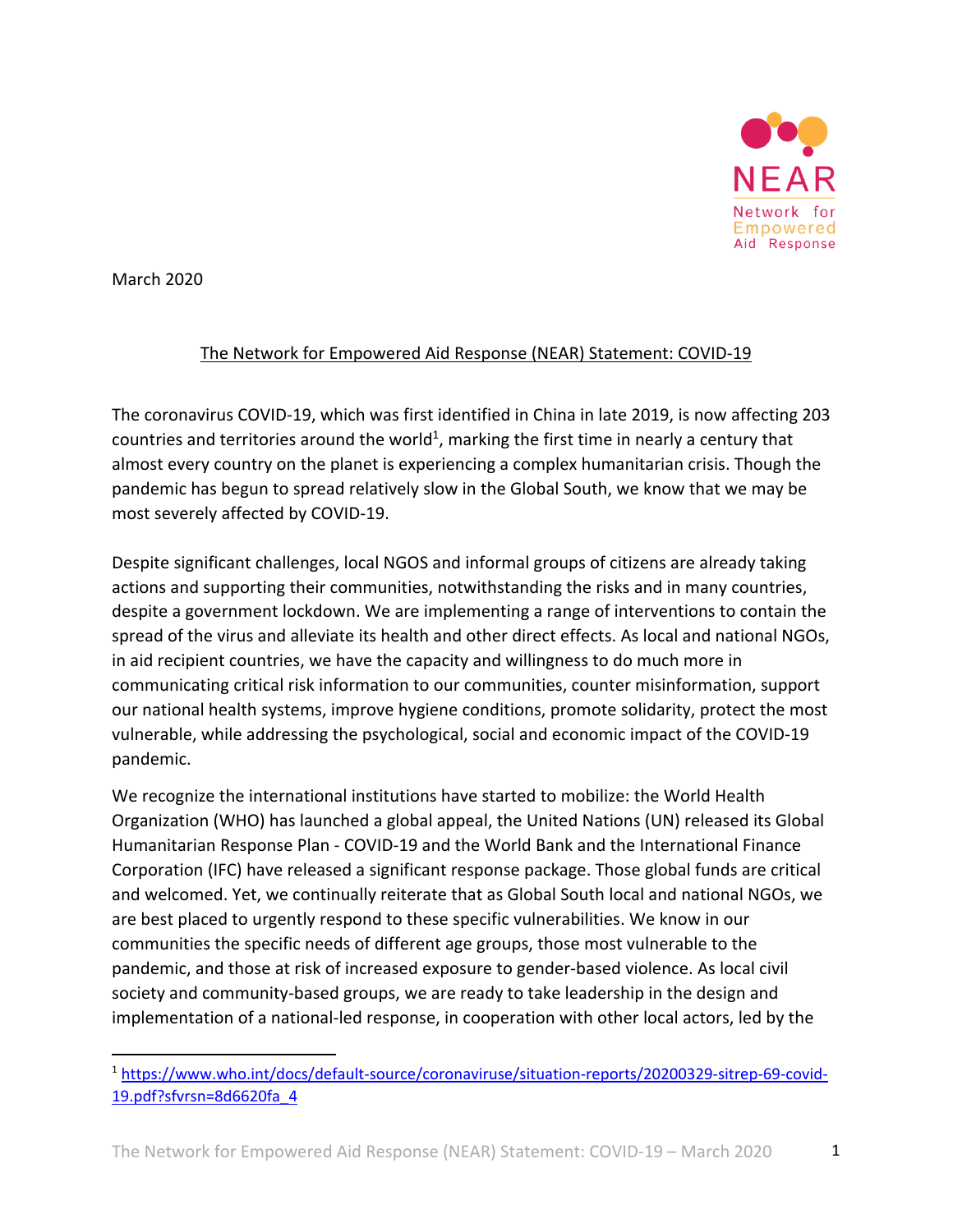NEAR

Network for Empowered Aid Response

March 2020

# The Network for Empowered Aid Response (NEAR) Statement: COVID-19

The coronavirus COVID-19, which was first identified in China in late 2019, is now affecting 203 countries and territories around the world[1], marking the first time in nearly a century that almost every country on the planet is experiencing a complex humanitarian crisis. Though the pandemic has begun to spread relatively slow in the Global South, we know that we may be most severely affected by COVID-19.

Despite significant challenges, local NGOS and informal groups of citizens are already taking actions and supporting their communities, notwithstanding the risks and in many countries, despite a government lockdown. We are implementing a range of interventions to contain the spread of the virus and alleviate its health and other direct effects. As local and national NGOs, in aid recipient countries, we have the capacity and willingness to do much more in communicating critical risk information to our communities, counter misinformation, support our national health systems, improve hygiene conditions, promote solidarity, protect the most vulnerable, while addressing the psychological, social and economic impact of the COVID-19 pandemic.

We recognize the international institutions have started to mobilize: the World Health Organization (WHO) has launched a global appeal, the United Nations (UN) released its Global Humanitarian Response Plan - COVID-19 and the World Bank and the International Finance Corporation (IFC) have released a significant response package. Those global funds are critical and welcomed. Yet, we continually reiterate that as Global South local and national NGOs, we are best placed to urgently respond to these specific vulnerabilities. We know in our communities the specific needs of different age groups, those most vulnerable to the pandemic, and those at risk of increased exposure to gender-based violence. As local civil society and community-based groups, we are ready to take leadership in the design and implementation of a national-led response, in cooperation with other local actors, led by the

[1] https://www.who.int/docs/default-source/coronaviruse/situation-reports/20200329-sitrep-69-covid-19.pdf?sfvrsn=8d6620fa_4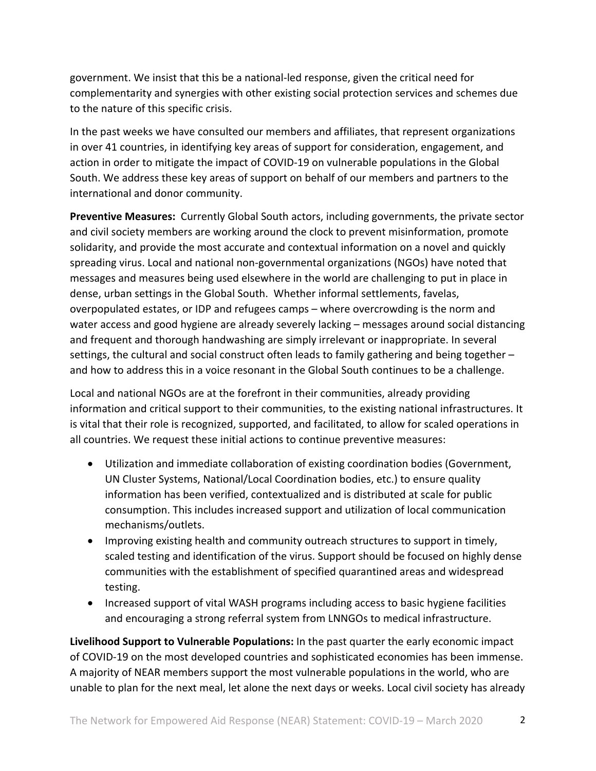government. We insist that this be a national-led response, given the critical need for complementarity and synergies with other existing social protection services and schemes due to the nature of this specific crisis.

In the past weeks we have consulted our members and affiliates, that represent organizations in over 41 countries, in identifying key areas of support for consideration, engagement, and action in order to mitigate the impact of COVID-19 on vulnerable populations in the Global South. We address these key areas of support on behalf of our members and partners to the international and donor community.

**Preventive Measures:** Currently Global South actors, including governments, the private sector and civil society members are working around the clock to prevent misinformation, promote solidarity, and provide the most accurate and contextual information on a novel and quickly spreading virus. Local and national non-governmental organizations (NGOs) have noted that messages and measures being used elsewhere in the world are challenging to put in place in dense, urban settings in the Global South. Whether informal settlements, favelas, overpopulated estates, or IDP and refugees camps – where overcrowding is the norm and water access and good hygiene are already severely lacking – messages around social distancing and frequent and thorough handwashing are simply irrelevant or inappropriate. In several settings, the cultural and social construct often leads to family gathering and being together – and how to address this in a voice resonant in the Global South continues to be a challenge.

Local and national NGOs are at the forefront in their communities, already providing information and critical support to their communities, to the existing national infrastructures. It is vital that their role is recognized, supported, and facilitated, to allow for scaled operations in all countries. We request these initial actions to continue preventive measures:

- Utilization and immediate collaboration of existing coordination bodies (Government, UN Cluster Systems, National/Local Coordination bodies, etc.) to ensure quality information has been verified, contextualized and is distributed at scale for public consumption. This includes increased support and utilization of local communication mechanisms/outlets.
- Improving existing health and community outreach structures to support in timely, scaled testing and identification of the virus. Support should be focused on highly dense communities with the establishment of specified quarantined areas and widespread testing.
- Increased support of vital WASH programs including access to basic hygiene facilities and encouraging a strong referral system from LNNGOs to medical infrastructure.

**Livelihood Support to Vulnerable Populations:** In the past quarter the early economic impact of COVID-19 on the most developed countries and sophisticated economies has been immense. A majority of NEAR members support the most vulnerable populations in the world, who are unable to plan for the next meal, let alone the next days or weeks. Local civil society has already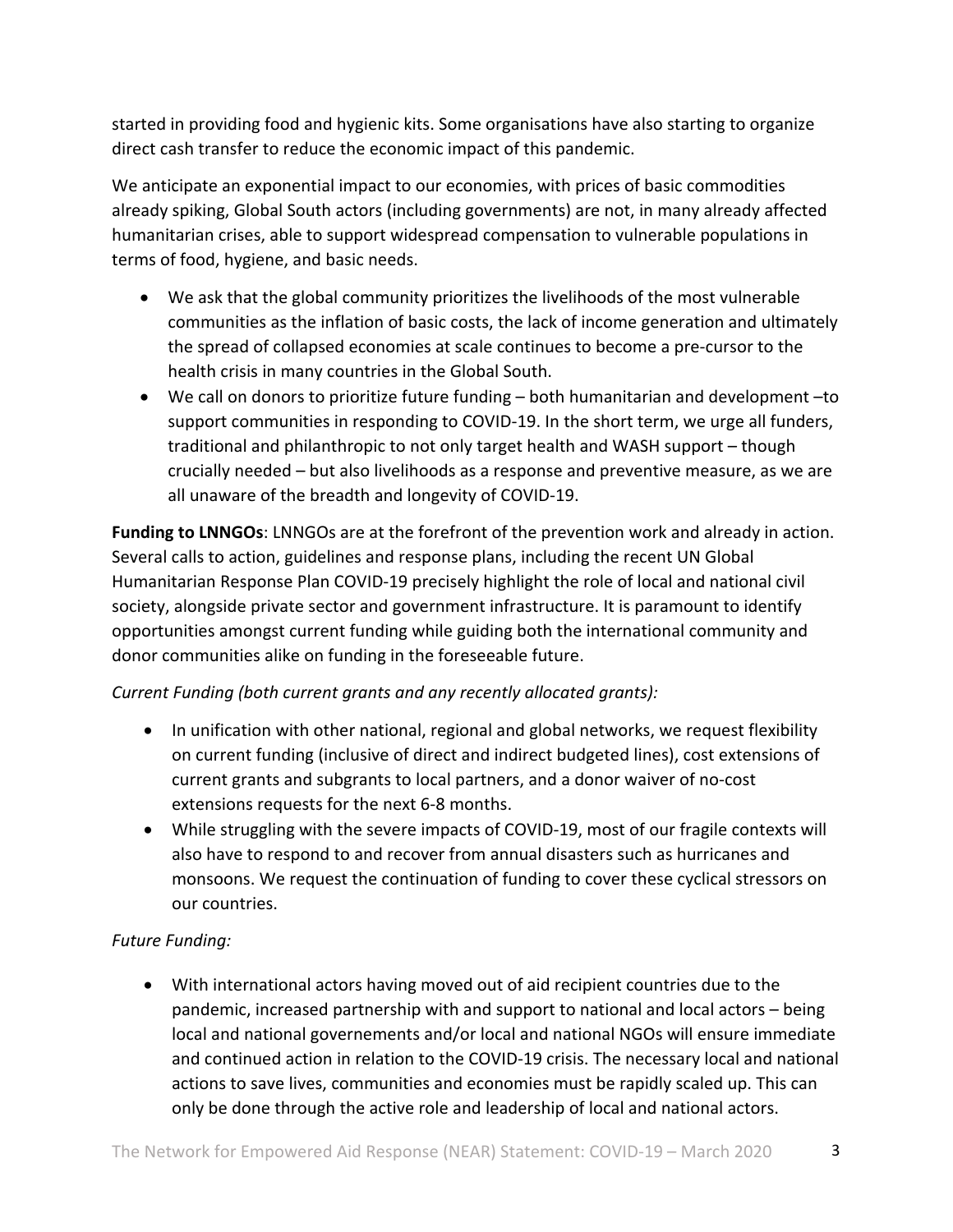started in providing food and hygienic kits. Some organisations have also starting to organize direct cash transfer to reduce the economic impact of this pandemic.

We anticipate an exponential impact to our economies, with prices of basic commodities already spiking, Global South actors (including governments) are not, in many already affected humanitarian crises, able to support widespread compensation to vulnerable populations in terms of food, hygiene, and basic needs.

- We ask that the global community prioritizes the livelihoods of the most vulnerable communities as the inflation of basic costs, the lack of income generation and ultimately the spread of collapsed economies at scale continues to become a pre-cursor to the health crisis in many countries in the Global South.
- We call on donors to prioritize future funding – both humanitarian and development –to support communities in responding to COVID-19. In the short term, we urge all funders, traditional and philanthropic to not only target health and WASH support – though crucially needed – but also livelihoods as a response and preventive measure, as we are all unaware of the breadth and longevity of COVID-19.

**Funding to LNNGOs**: LNNGOs are at the forefront of the prevention work and already in action. Several calls to action, guidelines and response plans, including the recent UN Global Humanitarian Response Plan COVID-19 precisely highlight the role of local and national civil society, alongside private sector and government infrastructure. It is paramount to identify opportunities amongst current funding while guiding both the international community and donor communities alike on funding in the foreseeable future.

*Current Funding (both current grants and any recently allocated grants):*

- In unification with other national, regional and global networks, we request flexibility on current funding (inclusive of direct and indirect budgeted lines), cost extensions of current grants and subgrants to local partners, and a donor waiver of no-cost extensions requests for the next 6-8 months.
- While struggling with the severe impacts of COVID-19, most of our fragile contexts will also have to respond to and recover from annual disasters such as hurricanes and monsoons. We request the continuation of funding to cover these cyclical stressors on our countries.

*Future Funding:*

- With international actors having moved out of aid recipient countries due to the pandemic, increased partnership with and support to national and local actors – being local and national governements and/or local and national NGOs will ensure immediate and continued action in relation to the COVID-19 crisis. The necessary local and national actions to save lives, communities and economies must be rapidly scaled up. This can only be done through the active role and leadership of local and national actors.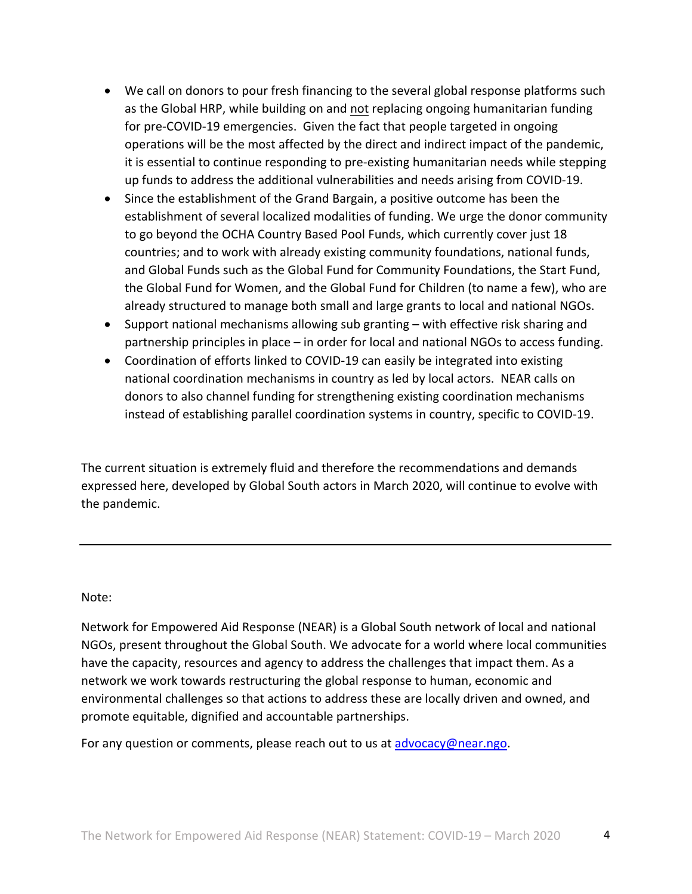- We call on donors to pour fresh financing to the several global response platforms such as the Global HRP, while building on and <u>not</u> replacing ongoing humanitarian funding for pre-COVID-19 emergencies. Given the fact that people targeted in ongoing operations will be the most affected by the direct and indirect impact of the pandemic, it is essential to continue responding to pre-existing humanitarian needs while stepping up funds to address the additional vulnerabilities and needs arising from COVID-19.
- Since the establishment of the Grand Bargain, a positive outcome has been the establishment of several localized modalities of funding. We urge the donor community to go beyond the OCHA Country Based Pool Funds, which currently cover just 18 countries; and to work with already existing community foundations, national funds, and Global Funds such as the Global Fund for Community Foundations, the Start Fund, the Global Fund for Women, and the Global Fund for Children (to name a few), who are already structured to manage both small and large grants to local and national NGOs.
- Support national mechanisms allowing sub granting – with effective risk sharing and partnership principles in place – in order for local and national NGOs to access funding.
- Coordination of efforts linked to COVID-19 can easily be integrated into existing national coordination mechanisms in country as led by local actors. NEAR calls on donors to also channel funding for strengthening existing coordination mechanisms instead of establishing parallel coordination systems in country, specific to COVID-19.

The current situation is extremely fluid and therefore the recommendations and demands expressed here, developed by Global South actors in March 2020, will continue to evolve with the pandemic.

---

Note:

Network for Empowered Aid Response (NEAR) is a Global South network of local and national NGOs, present throughout the Global South. We advocate for a world where local communities have the capacity, resources and agency to address the challenges that impact them. As a network we work towards restructuring the global response to human, economic and environmental challenges so that actions to address these are locally driven and owned, and promote equitable, dignified and accountable partnerships.

For any question or comments, please reach out to us at [advocacy@near.ngo](mailto:advocacy@near.ngo).